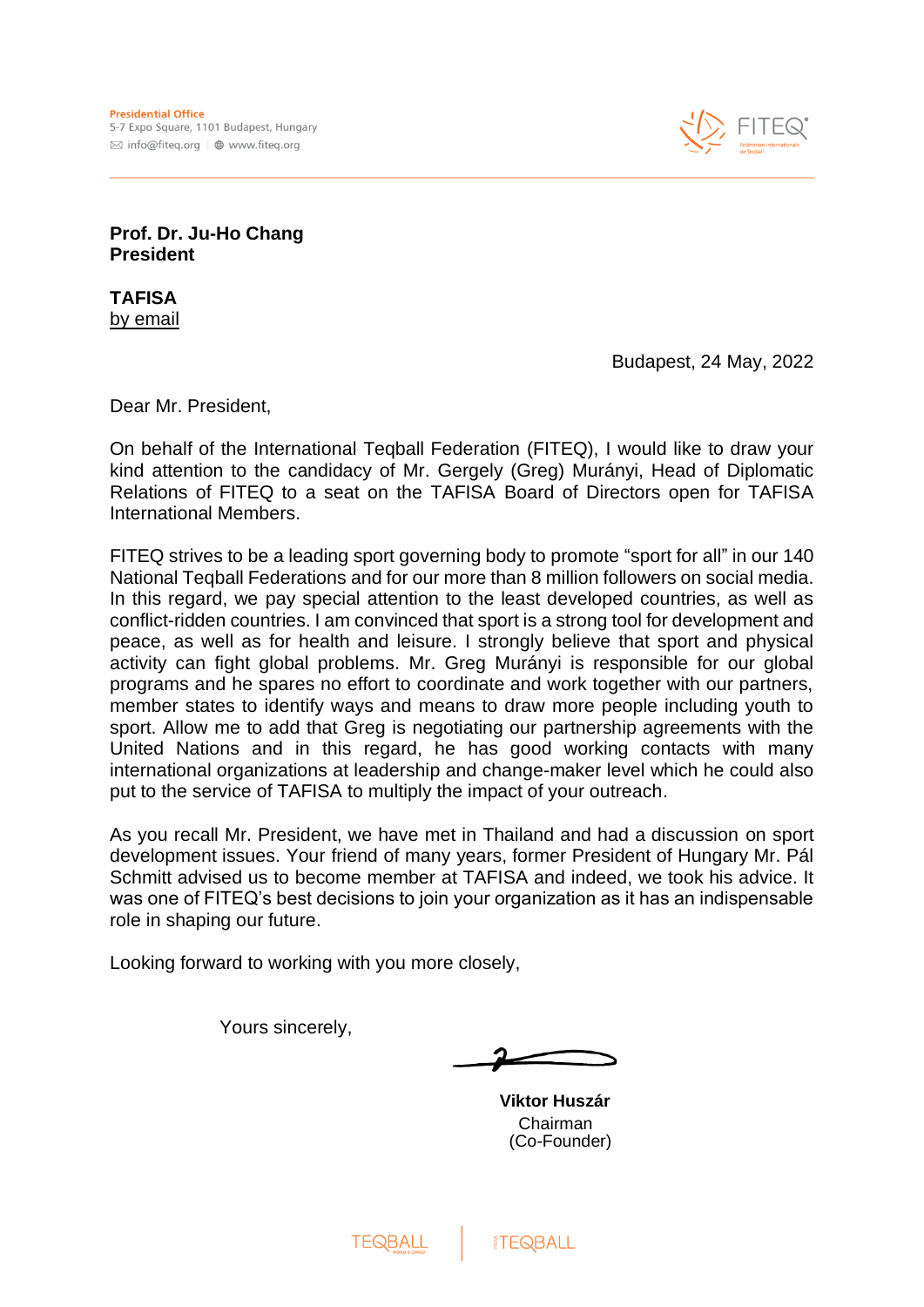**Presidential Office**
5-7 Expo Square, 1101 Budapest, Hungary
info@fiteq.org | www.fiteq.org

**Prof. Dr. Ju-Ho Chang**
**President**

**TAFISA**
by email

Budapest, 24 May, 2022

Dear Mr. President,

On behalf of the International Teqball Federation (FITEQ), I would like to draw your kind attention to the candidacy of Mr. Gergely (Greg) Murányi, Head of Diplomatic Relations of FITEQ to a seat on the TAFISA Board of Directors open for TAFISA International Members.

FITEQ strives to be a leading sport governing body to promote "sport for all" in our 140 National Teqball Federations and for our more than 8 million followers on social media. In this regard, we pay special attention to the least developed countries, as well as conflict-ridden countries. I am convinced that sport is a strong tool for development and peace, as well as for health and leisure. I strongly believe that sport and physical activity can fight global problems. Mr. Greg Murányi is responsible for our global programs and he spares no effort to coordinate and work together with our partners, member states to identify ways and means to draw more people including youth to sport. Allow me to add that Greg is negotiating our partnership agreements with the United Nations and in this regard, he has good working contacts with many international organizations at leadership and change-maker level which he could also put to the service of TAFISA to multiply the impact of your outreach.

As you recall Mr. President, we have met in Thailand and had a discussion on sport development issues. Your friend of many years, former President of Hungary Mr. Pál Schmitt advised us to become member at TAFISA and indeed, we took his advice. It was one of FITEQ's best decisions to join your organization as it has an indispensable role in shaping our future.

Looking forward to working with you more closely,

Yours sincerely,

**Viktor Huszár**
Chairman
(Co-Founder)